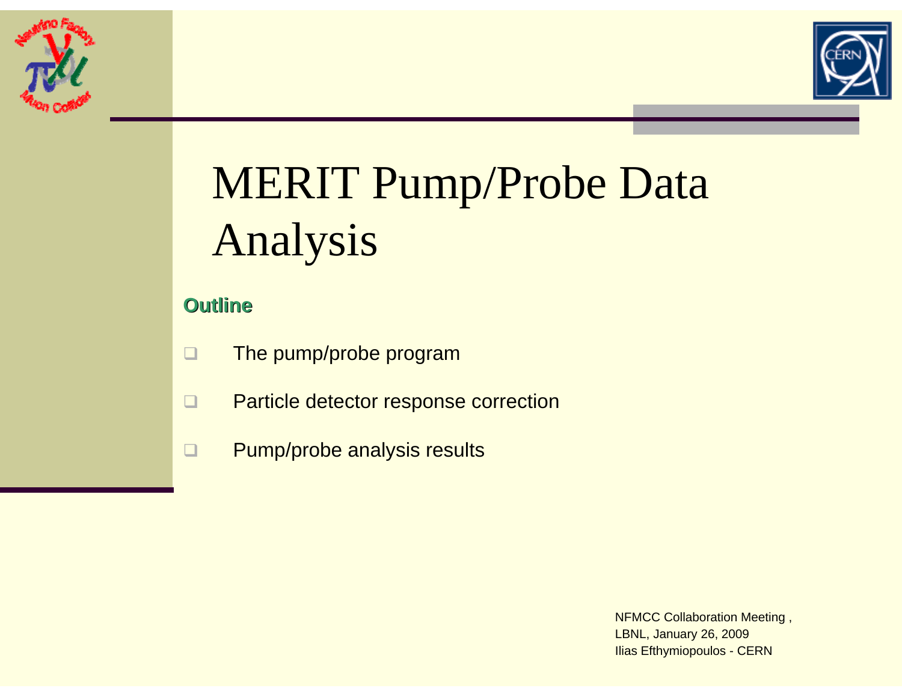# MERIT Pump/Probe Data Analysis

**Outline**

- The pump/probe program
- Particle detector response correction
- Pump/probe analysis results

NFMCC Collaboration Meeting ,
LBNL, January 26, 2009
Ilias Efthymiopoulos - CERN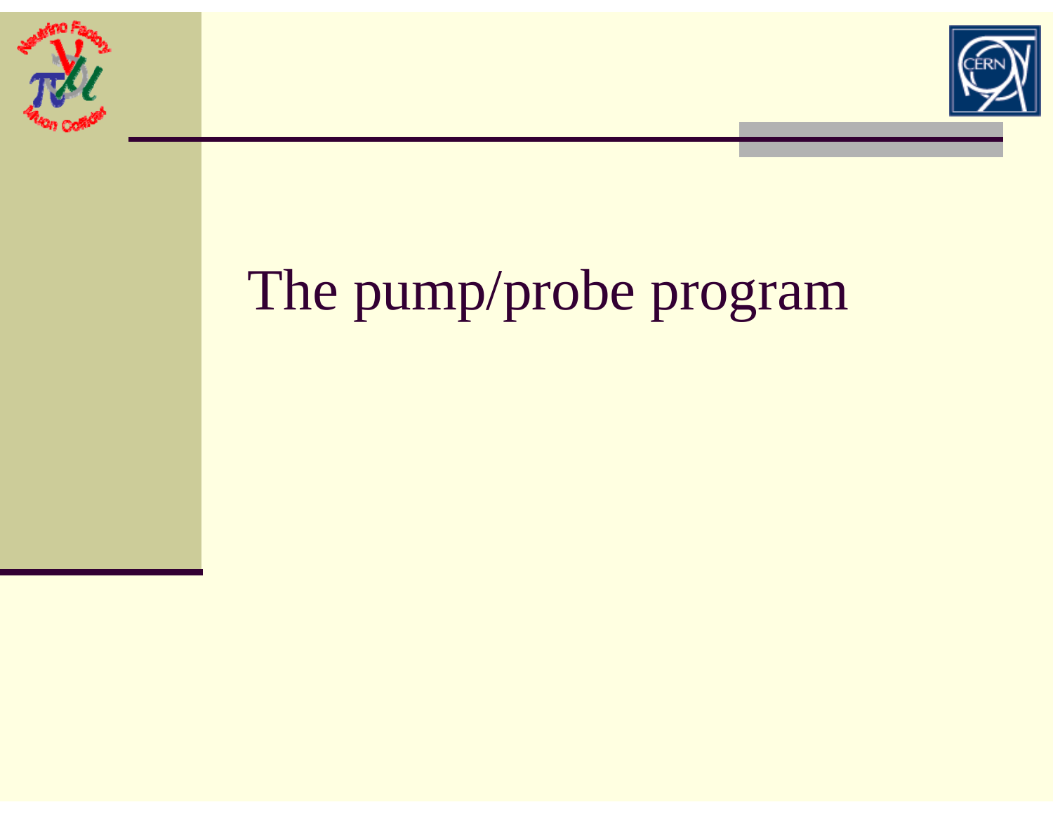# The pump/probe program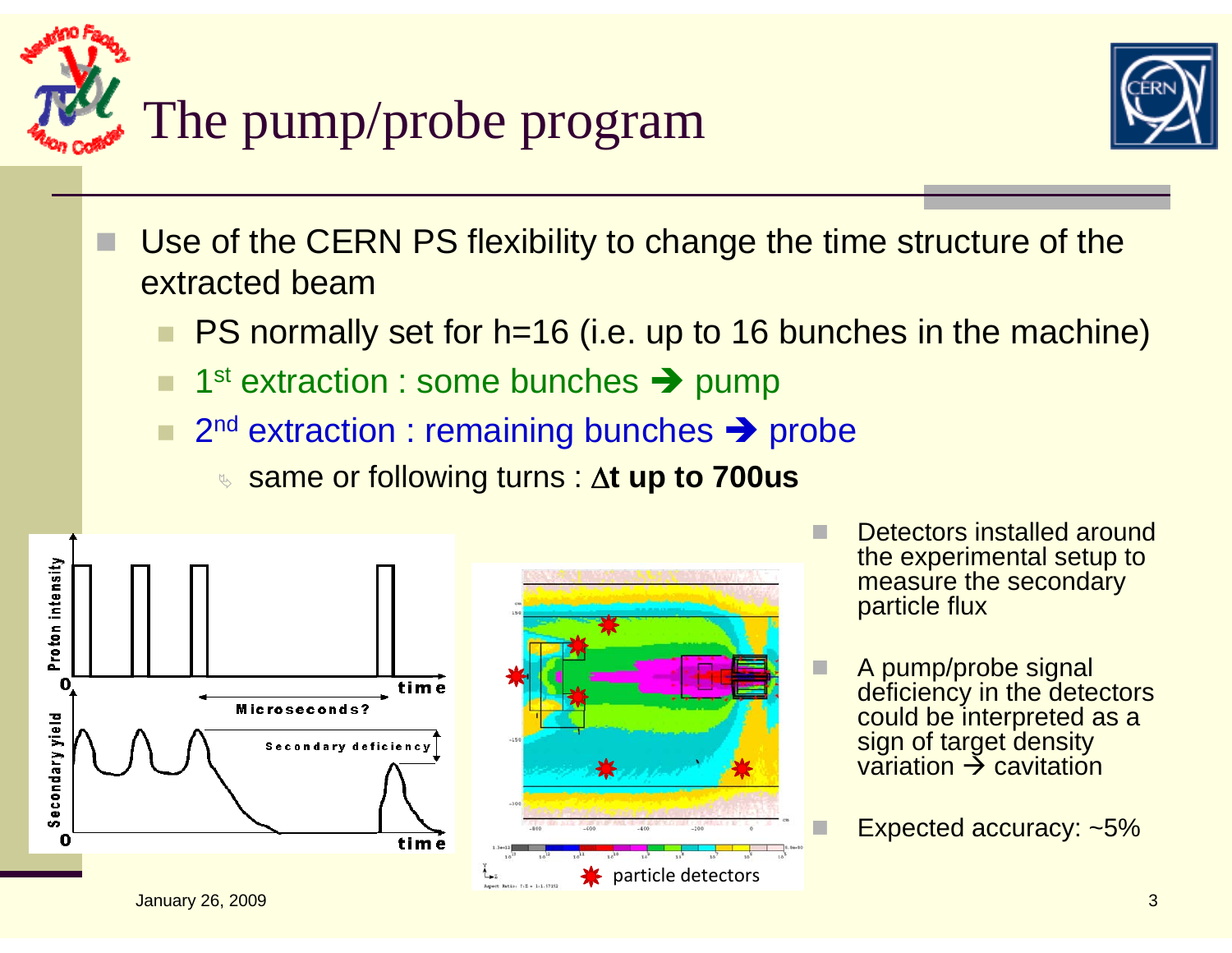# The pump/probe program

- Use of the CERN PS flexibility to change the time structure of the extracted beam
  - PS normally set for h=16 (i.e. up to 16 bunches in the machine)
  - 1st extraction : some bunches ➔ pump
  - 2nd extraction : remaining bunches ➔ probe
    - same or following turns : **$\Delta$t up to 700us**

Proton intensity / time — Microseconds? — Secondary yield / time — Secondary deficiency

particle detectors

- Detectors installed around the experimental setup to measure the secondary particle flux
- A pump/probe signal deficiency in the detectors could be interpreted as a sign of target density variation → cavitation
- Expected accuracy: ~5%

January 26, 2009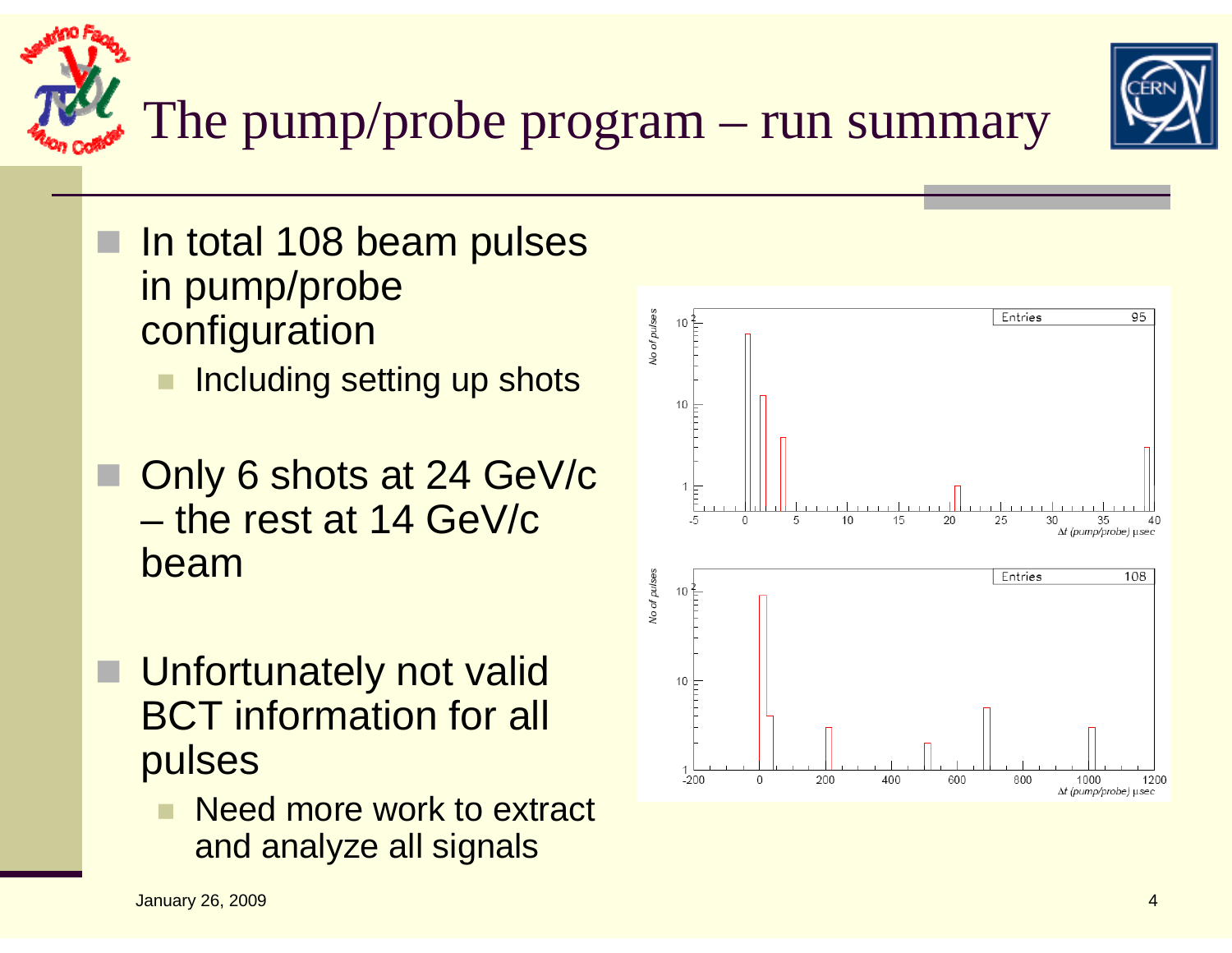# The pump/probe program – run summary

- In total 108 beam pulses in pump/probe configuration
  - Including setting up shots
- Only 6 shots at 24 GeV/c – the rest at 14 GeV/c beam
- Unfortunately not valid BCT information for all pulses
  - Need more work to extract and analyze all signals

January 26, 2009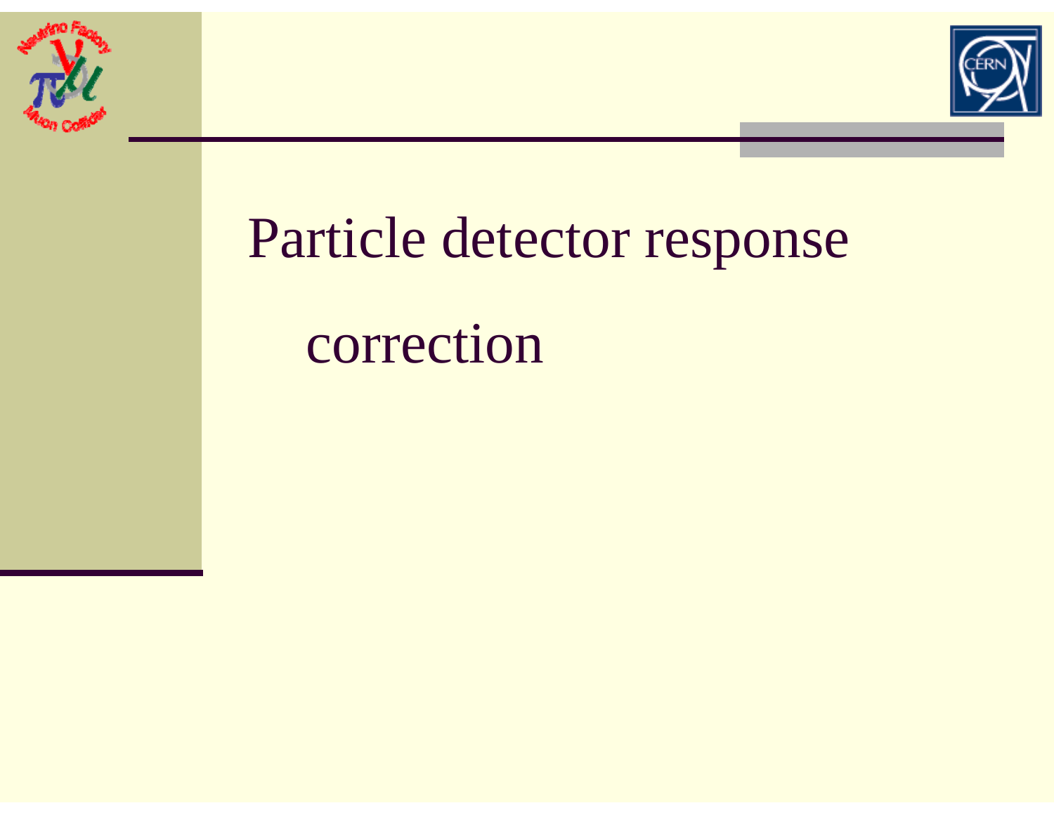# Particle detector response correction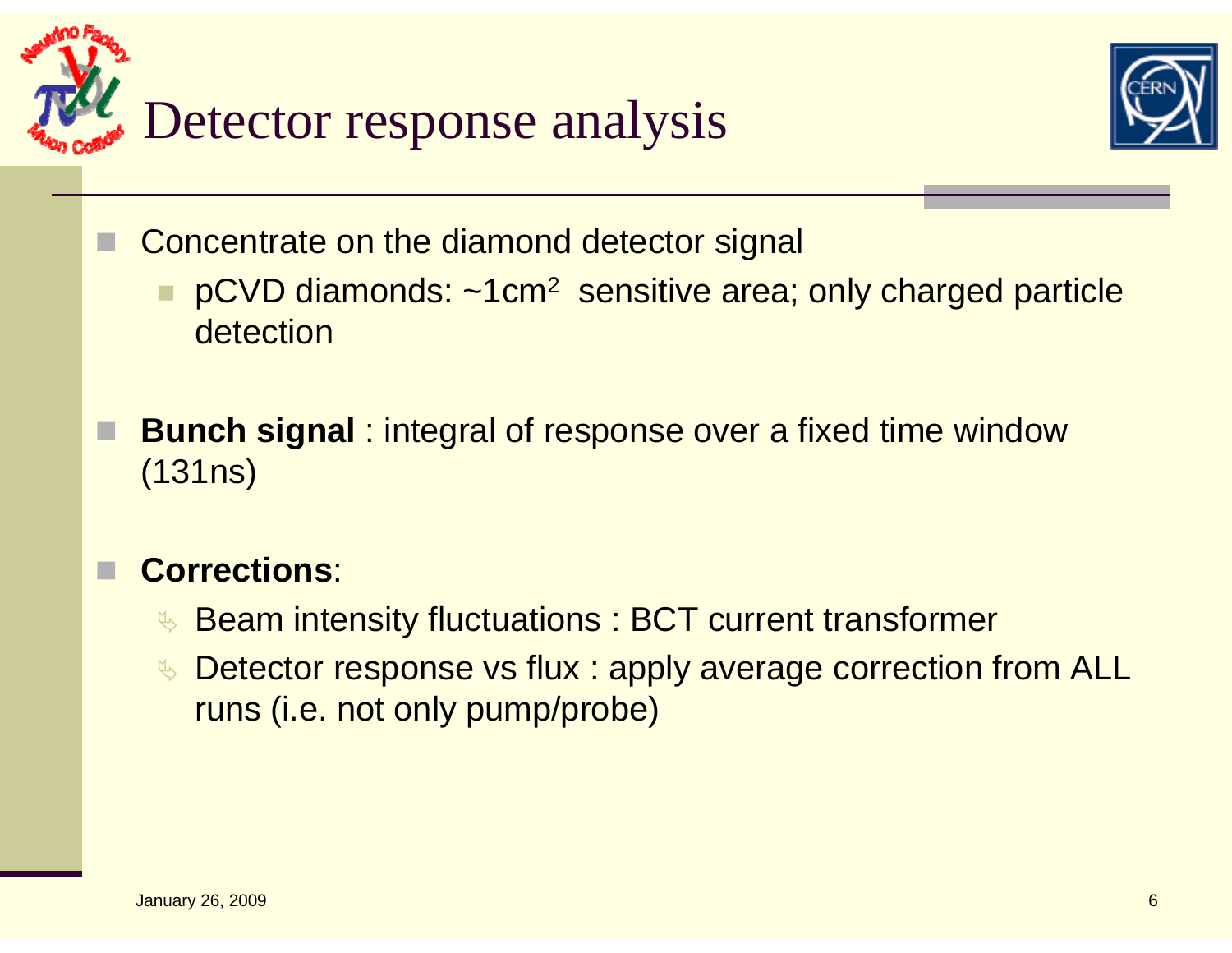# Detector response analysis

- Concentrate on the diamond detector signal
  - pCVD diamonds: ~1cm$^2$ sensitive area; only charged particle detection

- **Bunch signal** : integral of response over a fixed time window (131ns)

- **Corrections**:
  - Beam intensity fluctuations : BCT current transformer
  - Detector response vs flux : apply average correction from ALL runs (i.e. not only pump/probe)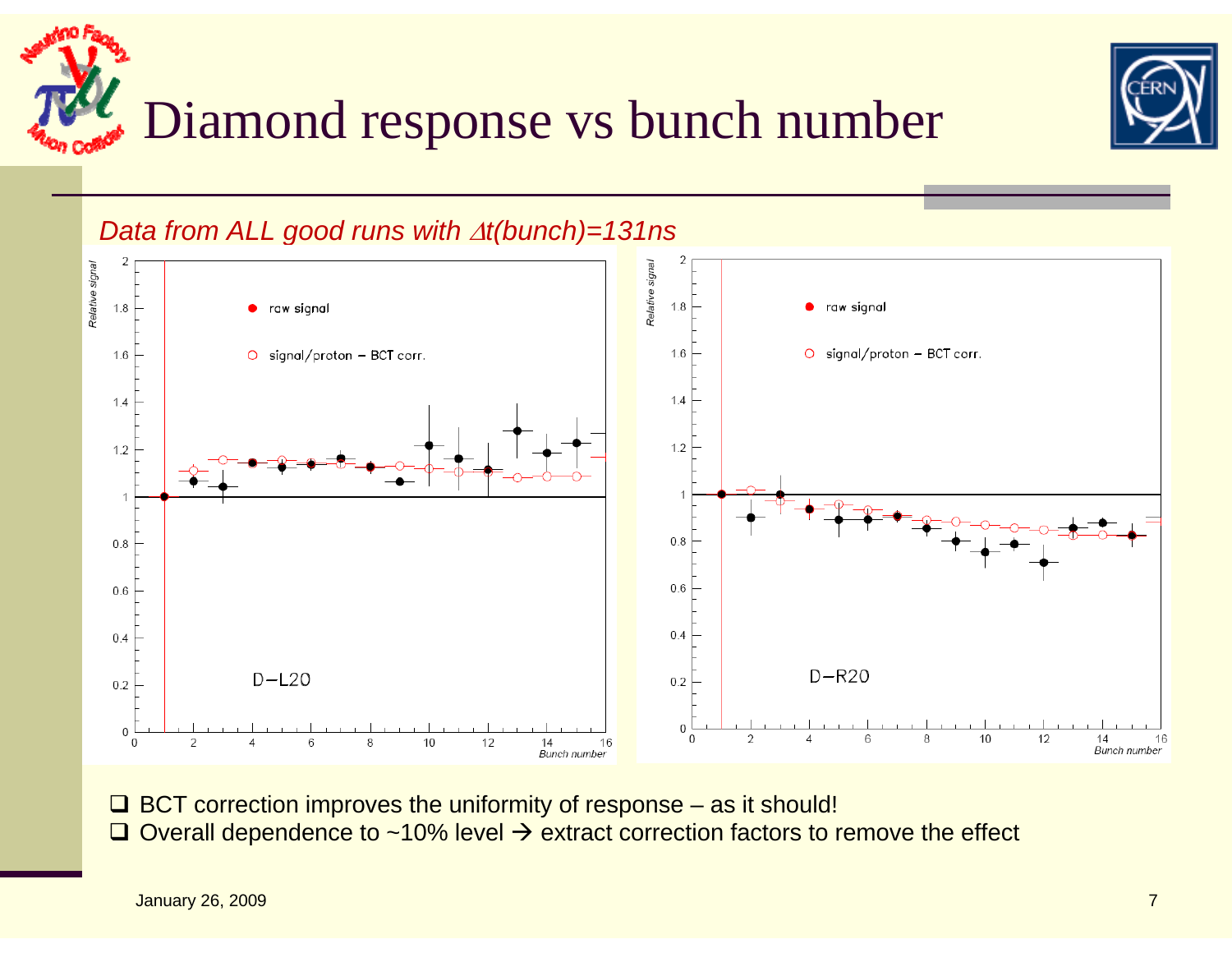# Diamond response vs bunch number

*Data from ALL good runs with $\Delta t$(bunch)=131ns*

- BCT correction improves the uniformity of response – as it should!
- Overall dependence to ~10% level → extract correction factors to remove the effect

January 26, 2009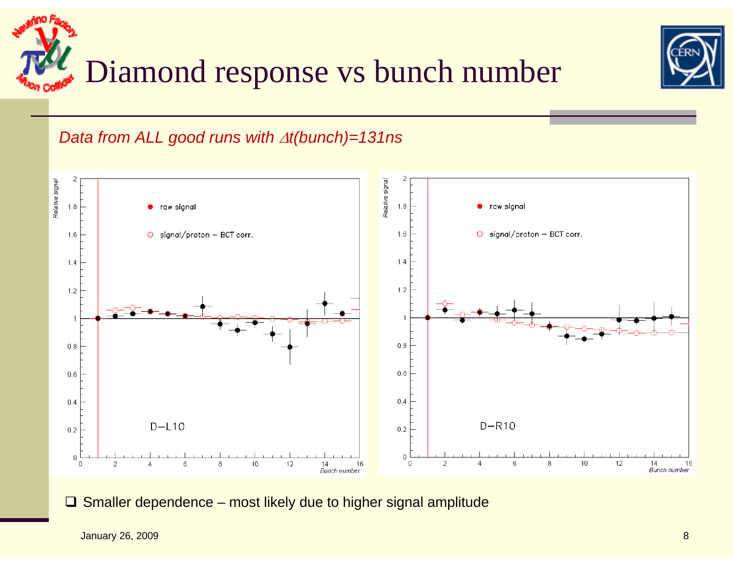# Diamond response vs bunch number

*Data from ALL good runs with $\Delta t$(bunch)=131ns*

- Smaller dependence – most likely due to higher signal amplitude

January 26, 2009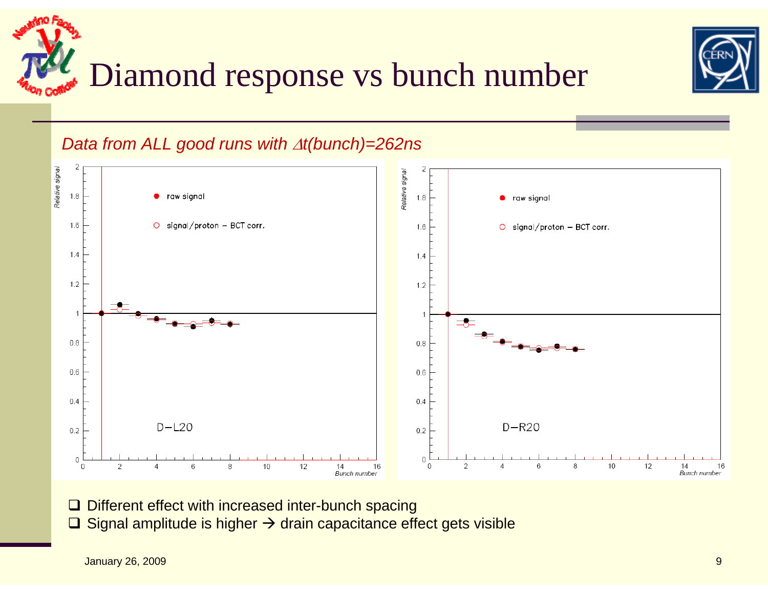# Diamond response vs bunch number

*Data from ALL good runs with $\Delta t$(bunch)=262ns*

- ❑ Different effect with increased inter-bunch spacing
- ❑ Signal amplitude is higher → drain capacitance effect gets visible

January 26, 2009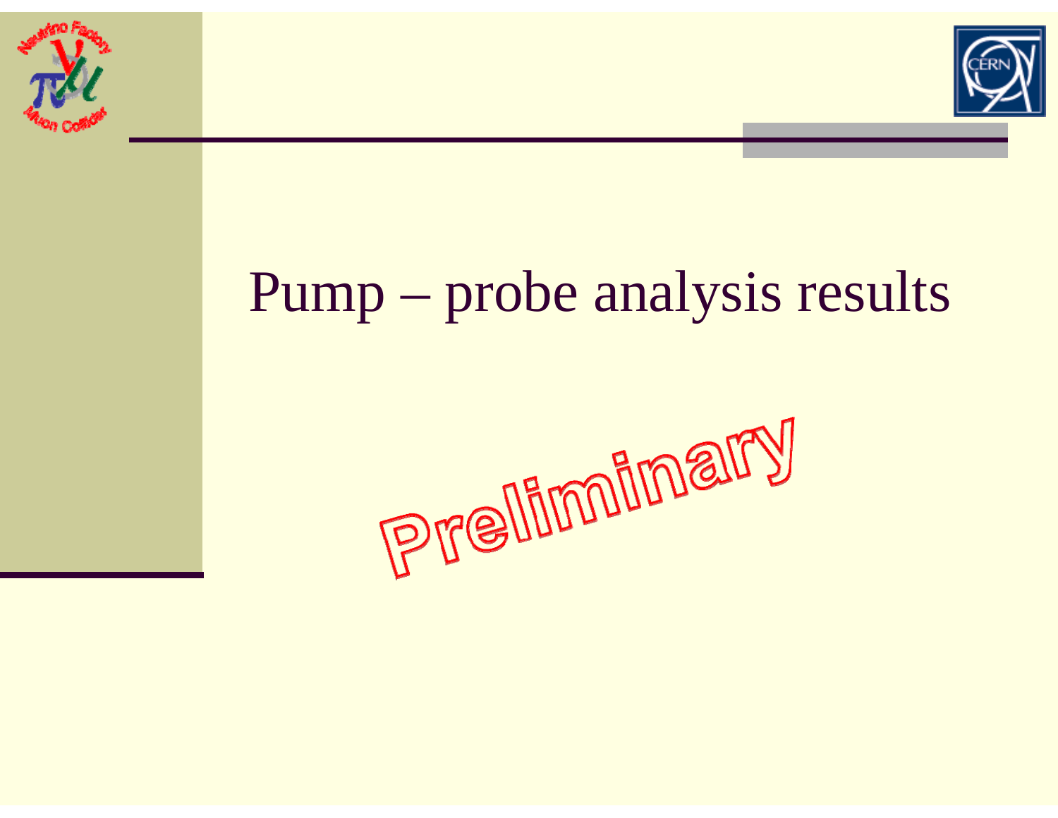# Pump – probe analysis results

Preliminary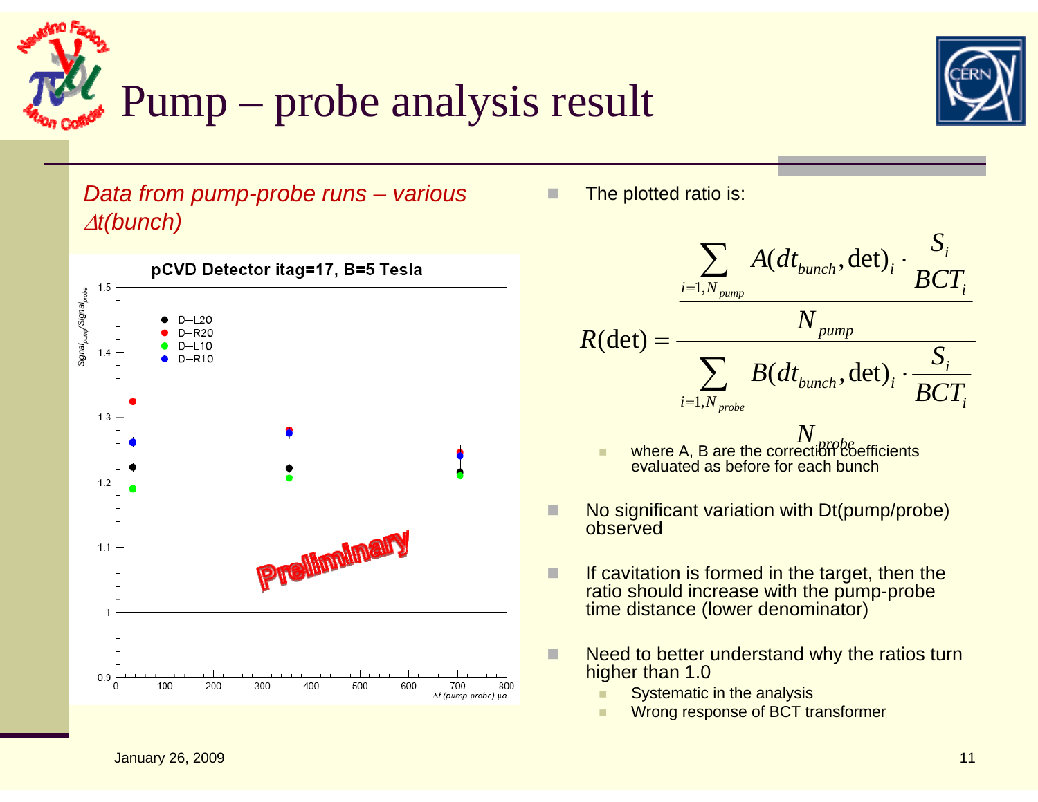# Pump – probe analysis result

*Data from pump-probe runs – various $\Delta t$(bunch)*

- The plotted ratio is:

$$R(\text{det}) = \frac{\dfrac{\sum_{i=1,N_{pump}} A(dt_{bunch}, \text{det})_i \cdot \dfrac{S_i}{BCT_i}}{N_{pump}}}{\dfrac{\sum_{i=1,N_{probe}} B(dt_{bunch}, \text{det})_i \cdot \dfrac{S_i}{BCT_i}}{N_{probe}}}$$

  - where A, B are the correction coefficients evaluated as before for each bunch

- No significant variation with Dt(pump/probe) observed
- If cavitation is formed in the target, then the ratio should increase with the pump-probe time distance (lower denominator)
- Need to better understand why the ratios turn higher than 1.0
  - Systematic in the analysis
  - Wrong response of BCT transformer

January 26, 2009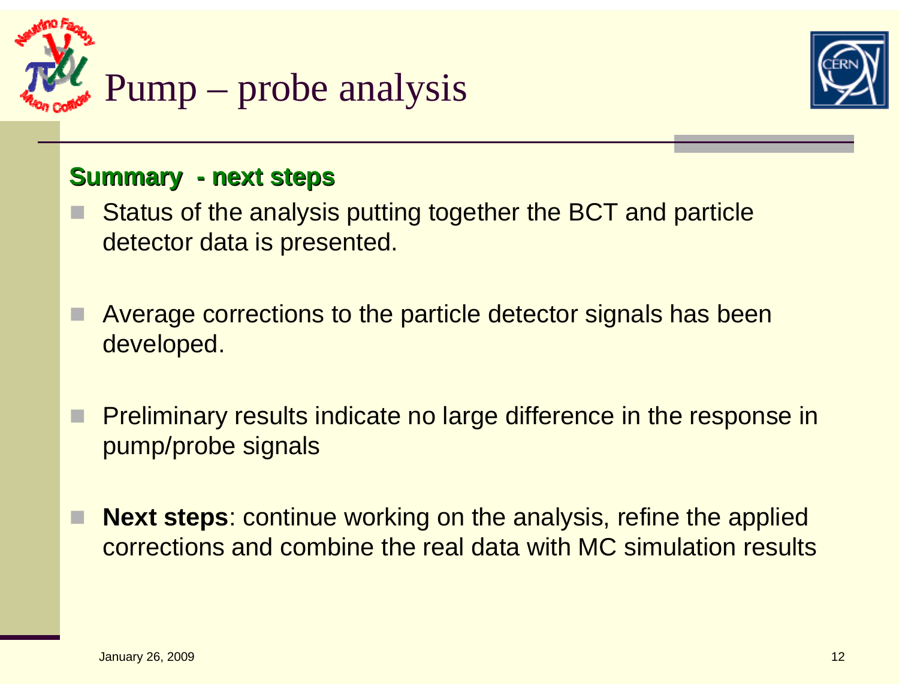# Pump – probe analysis

**Summary - next steps**

- Status of the analysis putting together the BCT and particle detector data is presented.
- Average corrections to the particle detector signals has been developed.
- Preliminary results indicate no large difference in the response in pump/probe signals
- **Next steps**: continue working on the analysis, refine the applied corrections and combine the real data with MC simulation results

January 26, 2009